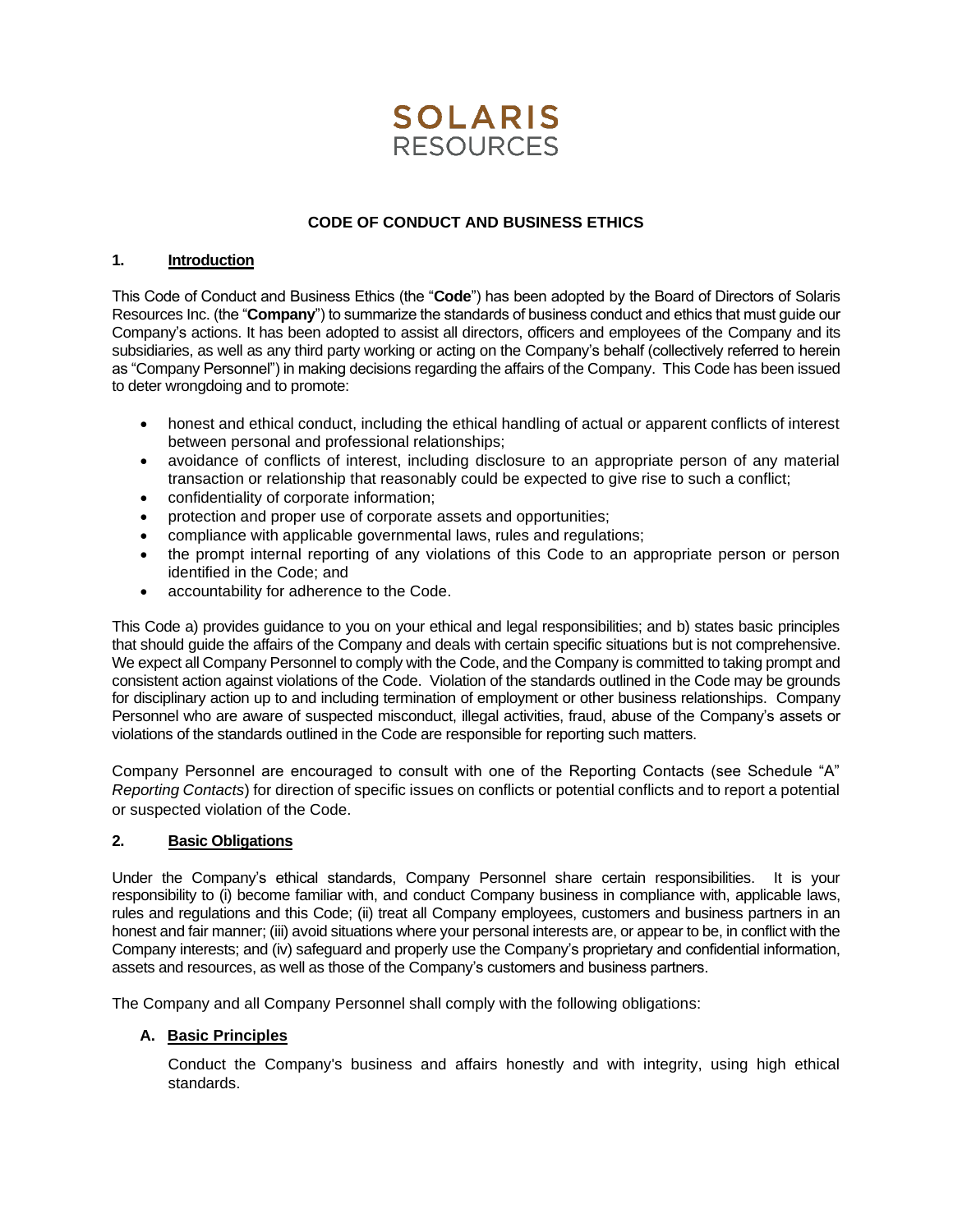SOLARIS
RESOURCES

# CODE OF CONDUCT AND BUSINESS ETHICS

## 1. Introduction

This Code of Conduct and Business Ethics (the "**Code**") has been adopted by the Board of Directors of Solaris Resources Inc. (the "**Company**") to summarize the standards of business conduct and ethics that must guide our Company's actions. It has been adopted to assist all directors, officers and employees of the Company and its subsidiaries, as well as any third party working or acting on the Company's behalf (collectively referred to herein as "Company Personnel") in making decisions regarding the affairs of the Company. This Code has been issued to deter wrongdoing and to promote:

- honest and ethical conduct, including the ethical handling of actual or apparent conflicts of interest between personal and professional relationships;
- avoidance of conflicts of interest, including disclosure to an appropriate person of any material transaction or relationship that reasonably could be expected to give rise to such a conflict;
- confidentiality of corporate information;
- protection and proper use of corporate assets and opportunities;
- compliance with applicable governmental laws, rules and regulations;
- the prompt internal reporting of any violations of this Code to an appropriate person or person identified in the Code; and
- accountability for adherence to the Code.

This Code a) provides guidance to you on your ethical and legal responsibilities; and b) states basic principles that should guide the affairs of the Company and deals with certain specific situations but is not comprehensive. We expect all Company Personnel to comply with the Code, and the Company is committed to taking prompt and consistent action against violations of the Code. Violation of the standards outlined in the Code may be grounds for disciplinary action up to and including termination of employment or other business relationships. Company Personnel who are aware of suspected misconduct, illegal activities, fraud, abuse of the Company's assets or violations of the standards outlined in the Code are responsible for reporting such matters.

Company Personnel are encouraged to consult with one of the Reporting Contacts (see Schedule "A" *Reporting Contacts*) for direction of specific issues on conflicts or potential conflicts and to report a potential or suspected violation of the Code.

## 2. Basic Obligations

Under the Company's ethical standards, Company Personnel share certain responsibilities. It is your responsibility to (i) become familiar with, and conduct Company business in compliance with, applicable laws, rules and regulations and this Code; (ii) treat all Company employees, customers and business partners in an honest and fair manner; (iii) avoid situations where your personal interests are, or appear to be, in conflict with the Company interests; and (iv) safeguard and properly use the Company's proprietary and confidential information, assets and resources, as well as those of the Company's customers and business partners.

The Company and all Company Personnel shall comply with the following obligations:

### A. Basic Principles

Conduct the Company's business and affairs honestly and with integrity, using high ethical standards.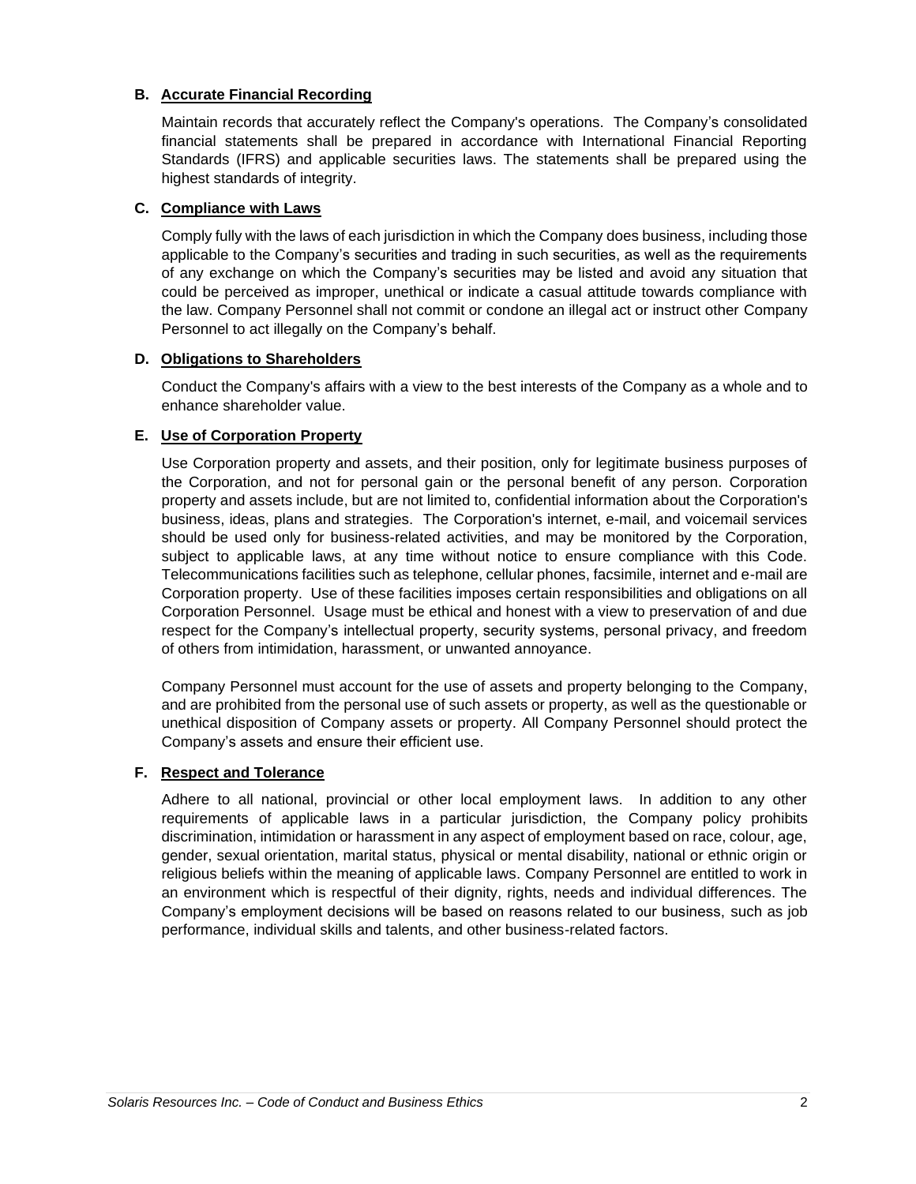### B. Accurate Financial Recording

Maintain records that accurately reflect the Company's operations. The Company's consolidated financial statements shall be prepared in accordance with International Financial Reporting Standards (IFRS) and applicable securities laws. The statements shall be prepared using the highest standards of integrity.

### C. Compliance with Laws

Comply fully with the laws of each jurisdiction in which the Company does business, including those applicable to the Company's securities and trading in such securities, as well as the requirements of any exchange on which the Company's securities may be listed and avoid any situation that could be perceived as improper, unethical or indicate a casual attitude towards compliance with the law. Company Personnel shall not commit or condone an illegal act or instruct other Company Personnel to act illegally on the Company's behalf.

### D. Obligations to Shareholders

Conduct the Company's affairs with a view to the best interests of the Company as a whole and to enhance shareholder value.

### E. Use of Corporation Property

Use Corporation property and assets, and their position, only for legitimate business purposes of the Corporation, and not for personal gain or the personal benefit of any person. Corporation property and assets include, but are not limited to, confidential information about the Corporation's business, ideas, plans and strategies. The Corporation's internet, e-mail, and voicemail services should be used only for business-related activities, and may be monitored by the Corporation, subject to applicable laws, at any time without notice to ensure compliance with this Code. Telecommunications facilities such as telephone, cellular phones, facsimile, internet and e-mail are Corporation property. Use of these facilities imposes certain responsibilities and obligations on all Corporation Personnel. Usage must be ethical and honest with a view to preservation of and due respect for the Company's intellectual property, security systems, personal privacy, and freedom of others from intimidation, harassment, or unwanted annoyance.

Company Personnel must account for the use of assets and property belonging to the Company, and are prohibited from the personal use of such assets or property, as well as the questionable or unethical disposition of Company assets or property. All Company Personnel should protect the Company's assets and ensure their efficient use.

### F. Respect and Tolerance

Adhere to all national, provincial or other local employment laws. In addition to any other requirements of applicable laws in a particular jurisdiction, the Company policy prohibits discrimination, intimidation or harassment in any aspect of employment based on race, colour, age, gender, sexual orientation, marital status, physical or mental disability, national or ethnic origin or religious beliefs within the meaning of applicable laws. Company Personnel are entitled to work in an environment which is respectful of their dignity, rights, needs and individual differences. The Company's employment decisions will be based on reasons related to our business, such as job performance, individual skills and talents, and other business-related factors.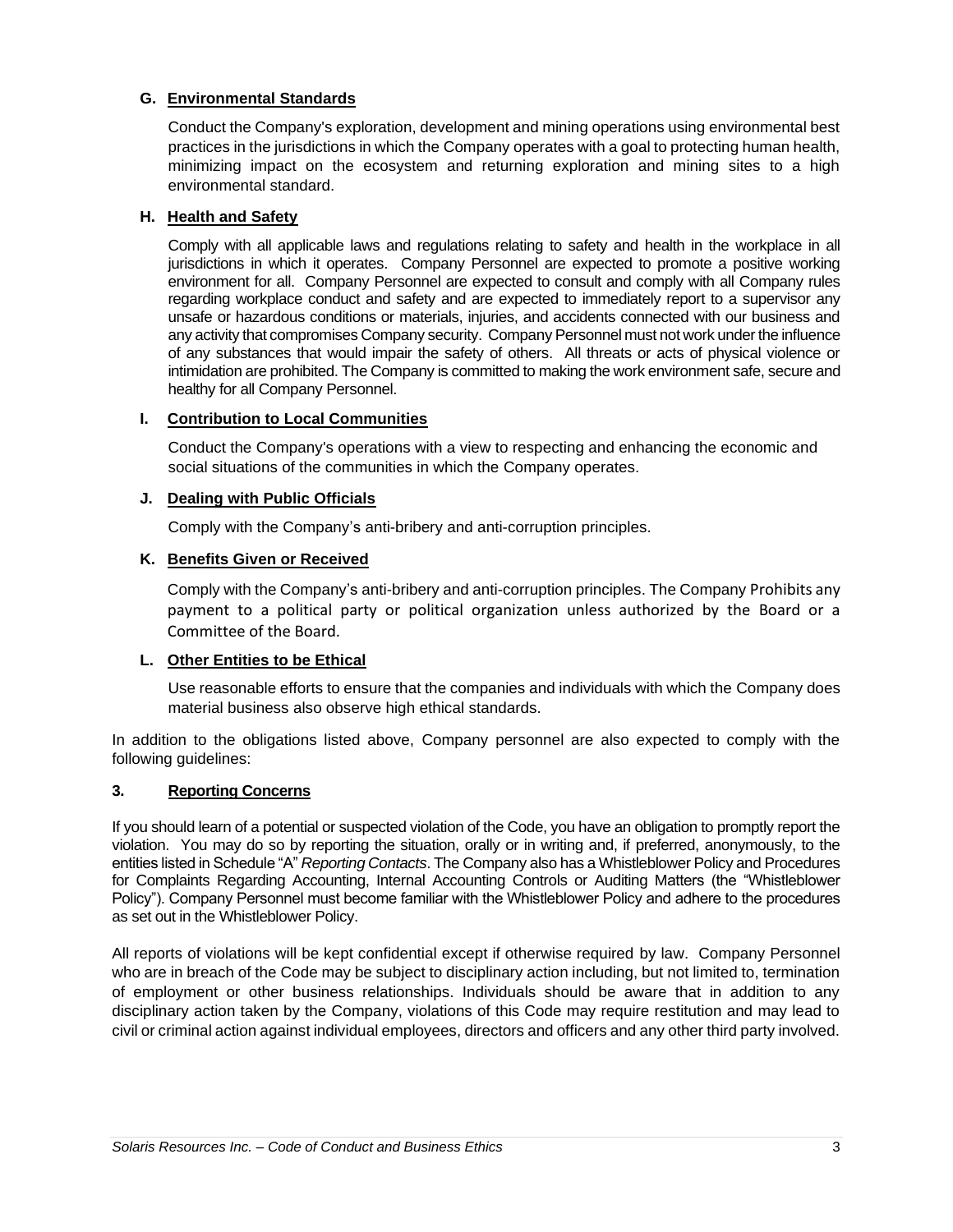### G. Environmental Standards

Conduct the Company's exploration, development and mining operations using environmental best practices in the jurisdictions in which the Company operates with a goal to protecting human health, minimizing impact on the ecosystem and returning exploration and mining sites to a high environmental standard.

### H. Health and Safety

Comply with all applicable laws and regulations relating to safety and health in the workplace in all jurisdictions in which it operates. Company Personnel are expected to promote a positive working environment for all. Company Personnel are expected to consult and comply with all Company rules regarding workplace conduct and safety and are expected to immediately report to a supervisor any unsafe or hazardous conditions or materials, injuries, and accidents connected with our business and any activity that compromises Company security. Company Personnel must not work under the influence of any substances that would impair the safety of others. All threats or acts of physical violence or intimidation are prohibited. The Company is committed to making the work environment safe, secure and healthy for all Company Personnel.

### I. Contribution to Local Communities

Conduct the Company's operations with a view to respecting and enhancing the economic and social situations of the communities in which the Company operates.

### J. Dealing with Public Officials

Comply with the Company's anti-bribery and anti-corruption principles.

### K. Benefits Given or Received

Comply with the Company's anti-bribery and anti-corruption principles. The Company Prohibits any payment to a political party or political organization unless authorized by the Board or a Committee of the Board.

### L. Other Entities to be Ethical

Use reasonable efforts to ensure that the companies and individuals with which the Company does material business also observe high ethical standards.

In addition to the obligations listed above, Company personnel are also expected to comply with the following guidelines:

## 3. Reporting Concerns

If you should learn of a potential or suspected violation of the Code, you have an obligation to promptly report the violation. You may do so by reporting the situation, orally or in writing and, if preferred, anonymously, to the entities listed in Schedule "A" *Reporting Contacts*. The Company also has a Whistleblower Policy and Procedures for Complaints Regarding Accounting, Internal Accounting Controls or Auditing Matters (the "Whistleblower Policy"). Company Personnel must become familiar with the Whistleblower Policy and adhere to the procedures as set out in the Whistleblower Policy.

All reports of violations will be kept confidential except if otherwise required by law. Company Personnel who are in breach of the Code may be subject to disciplinary action including, but not limited to, termination of employment or other business relationships. Individuals should be aware that in addition to any disciplinary action taken by the Company, violations of this Code may require restitution and may lead to civil or criminal action against individual employees, directors and officers and any other third party involved.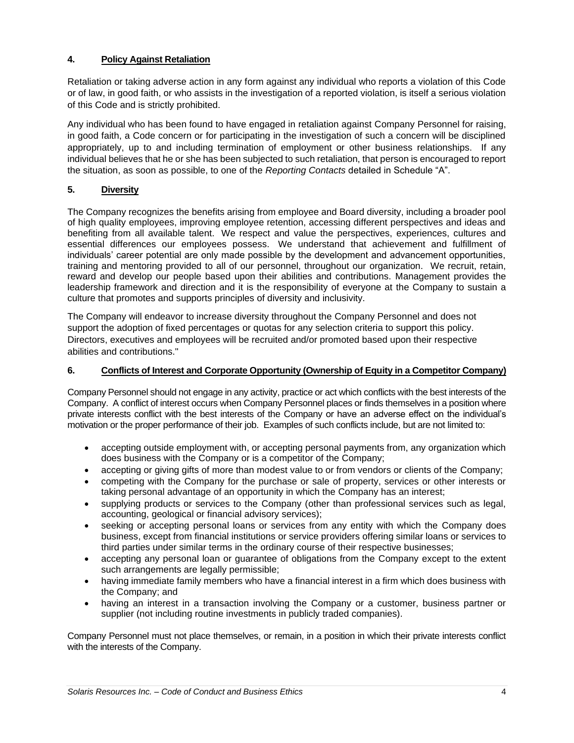## 4. Policy Against Retaliation

Retaliation or taking adverse action in any form against any individual who reports a violation of this Code or of law, in good faith, or who assists in the investigation of a reported violation, is itself a serious violation of this Code and is strictly prohibited.

Any individual who has been found to have engaged in retaliation against Company Personnel for raising, in good faith, a Code concern or for participating in the investigation of such a concern will be disciplined appropriately, up to and including termination of employment or other business relationships. If any individual believes that he or she has been subjected to such retaliation, that person is encouraged to report the situation, as soon as possible, to one of the *Reporting Contacts* detailed in Schedule "A".

## 5. Diversity

The Company recognizes the benefits arising from employee and Board diversity, including a broader pool of high quality employees, improving employee retention, accessing different perspectives and ideas and benefiting from all available talent. We respect and value the perspectives, experiences, cultures and essential differences our employees possess. We understand that achievement and fulfillment of individuals' career potential are only made possible by the development and advancement opportunities, training and mentoring provided to all of our personnel, throughout our organization. We recruit, retain, reward and develop our people based upon their abilities and contributions. Management provides the leadership framework and direction and it is the responsibility of everyone at the Company to sustain a culture that promotes and supports principles of diversity and inclusivity.

The Company will endeavor to increase diversity throughout the Company Personnel and does not support the adoption of fixed percentages or quotas for any selection criteria to support this policy. Directors, executives and employees will be recruited and/or promoted based upon their respective abilities and contributions."

## 6. Conflicts of Interest and Corporate Opportunity (Ownership of Equity in a Competitor Company)

Company Personnel should not engage in any activity, practice or act which conflicts with the best interests of the Company. A conflict of interest occurs when Company Personnel places or finds themselves in a position where private interests conflict with the best interests of the Company or have an adverse effect on the individual's motivation or the proper performance of their job. Examples of such conflicts include, but are not limited to:

- accepting outside employment with, or accepting personal payments from, any organization which does business with the Company or is a competitor of the Company;
- accepting or giving gifts of more than modest value to or from vendors or clients of the Company;
- competing with the Company for the purchase or sale of property, services or other interests or taking personal advantage of an opportunity in which the Company has an interest;
- supplying products or services to the Company (other than professional services such as legal, accounting, geological or financial advisory services);
- seeking or accepting personal loans or services from any entity with which the Company does business, except from financial institutions or service providers offering similar loans or services to third parties under similar terms in the ordinary course of their respective businesses;
- accepting any personal loan or guarantee of obligations from the Company except to the extent such arrangements are legally permissible;
- having immediate family members who have a financial interest in a firm which does business with the Company; and
- having an interest in a transaction involving the Company or a customer, business partner or supplier (not including routine investments in publicly traded companies).

Company Personnel must not place themselves, or remain, in a position in which their private interests conflict with the interests of the Company.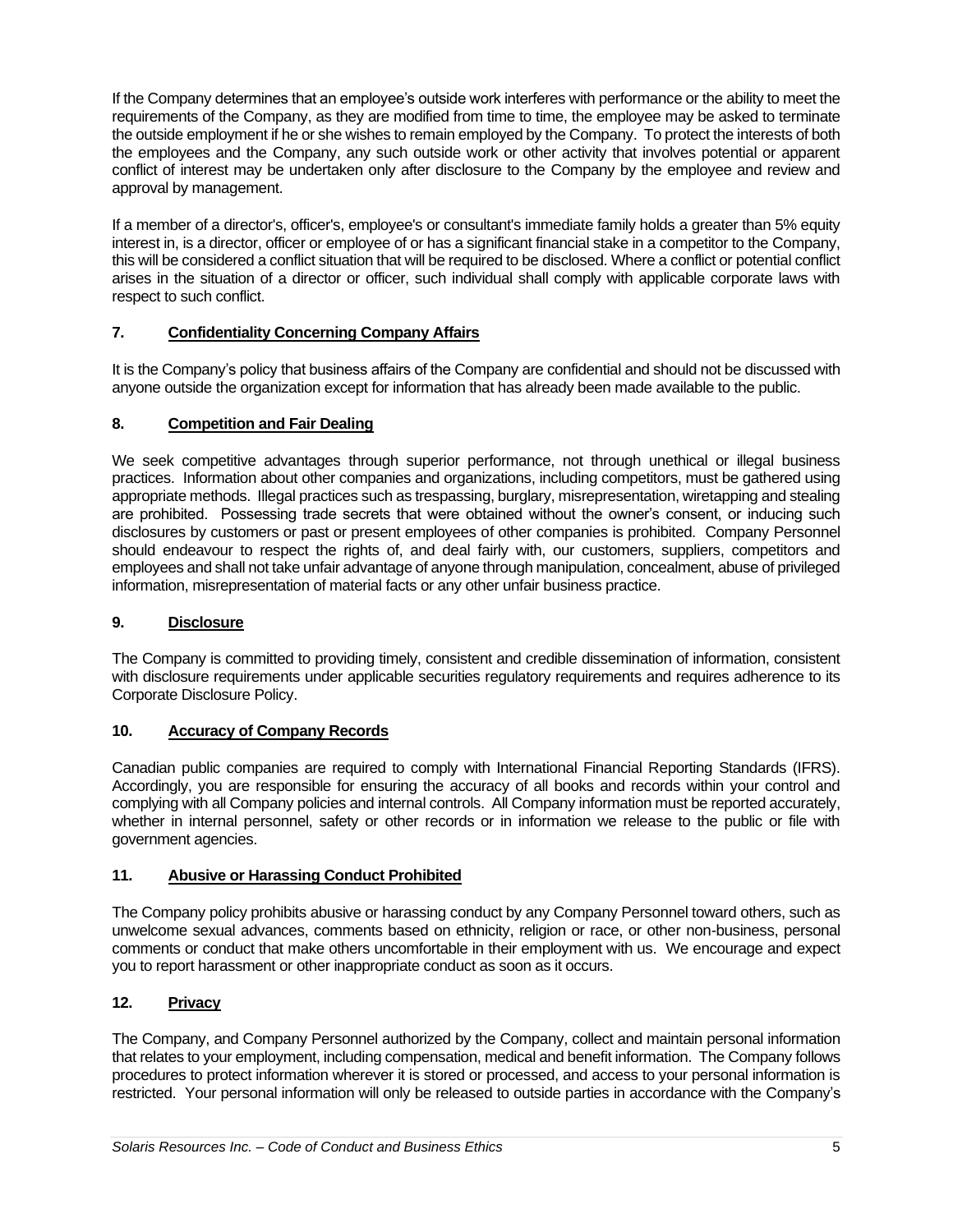If the Company determines that an employee's outside work interferes with performance or the ability to meet the requirements of the Company, as they are modified from time to time, the employee may be asked to terminate the outside employment if he or she wishes to remain employed by the Company. To protect the interests of both the employees and the Company, any such outside work or other activity that involves potential or apparent conflict of interest may be undertaken only after disclosure to the Company by the employee and review and approval by management.

If a member of a director's, officer's, employee's or consultant's immediate family holds a greater than 5% equity interest in, is a director, officer or employee of or has a significant financial stake in a competitor to the Company, this will be considered a conflict situation that will be required to be disclosed. Where a conflict or potential conflict arises in the situation of a director or officer, such individual shall comply with applicable corporate laws with respect to such conflict.

## 7. Confidentiality Concerning Company Affairs

It is the Company's policy that business affairs of the Company are confidential and should not be discussed with anyone outside the organization except for information that has already been made available to the public.

## 8. Competition and Fair Dealing

We seek competitive advantages through superior performance, not through unethical or illegal business practices. Information about other companies and organizations, including competitors, must be gathered using appropriate methods. Illegal practices such as trespassing, burglary, misrepresentation, wiretapping and stealing are prohibited. Possessing trade secrets that were obtained without the owner's consent, or inducing such disclosures by customers or past or present employees of other companies is prohibited. Company Personnel should endeavour to respect the rights of, and deal fairly with, our customers, suppliers, competitors and employees and shall not take unfair advantage of anyone through manipulation, concealment, abuse of privileged information, misrepresentation of material facts or any other unfair business practice.

## 9. Disclosure

The Company is committed to providing timely, consistent and credible dissemination of information, consistent with disclosure requirements under applicable securities regulatory requirements and requires adherence to its Corporate Disclosure Policy.

## 10. Accuracy of Company Records

Canadian public companies are required to comply with International Financial Reporting Standards (IFRS). Accordingly, you are responsible for ensuring the accuracy of all books and records within your control and complying with all Company policies and internal controls. All Company information must be reported accurately, whether in internal personnel, safety or other records or in information we release to the public or file with government agencies.

## 11. Abusive or Harassing Conduct Prohibited

The Company policy prohibits abusive or harassing conduct by any Company Personnel toward others, such as unwelcome sexual advances, comments based on ethnicity, religion or race, or other non-business, personal comments or conduct that make others uncomfortable in their employment with us. We encourage and expect you to report harassment or other inappropriate conduct as soon as it occurs.

## 12. Privacy

The Company, and Company Personnel authorized by the Company, collect and maintain personal information that relates to your employment, including compensation, medical and benefit information. The Company follows procedures to protect information wherever it is stored or processed, and access to your personal information is restricted. Your personal information will only be released to outside parties in accordance with the Company's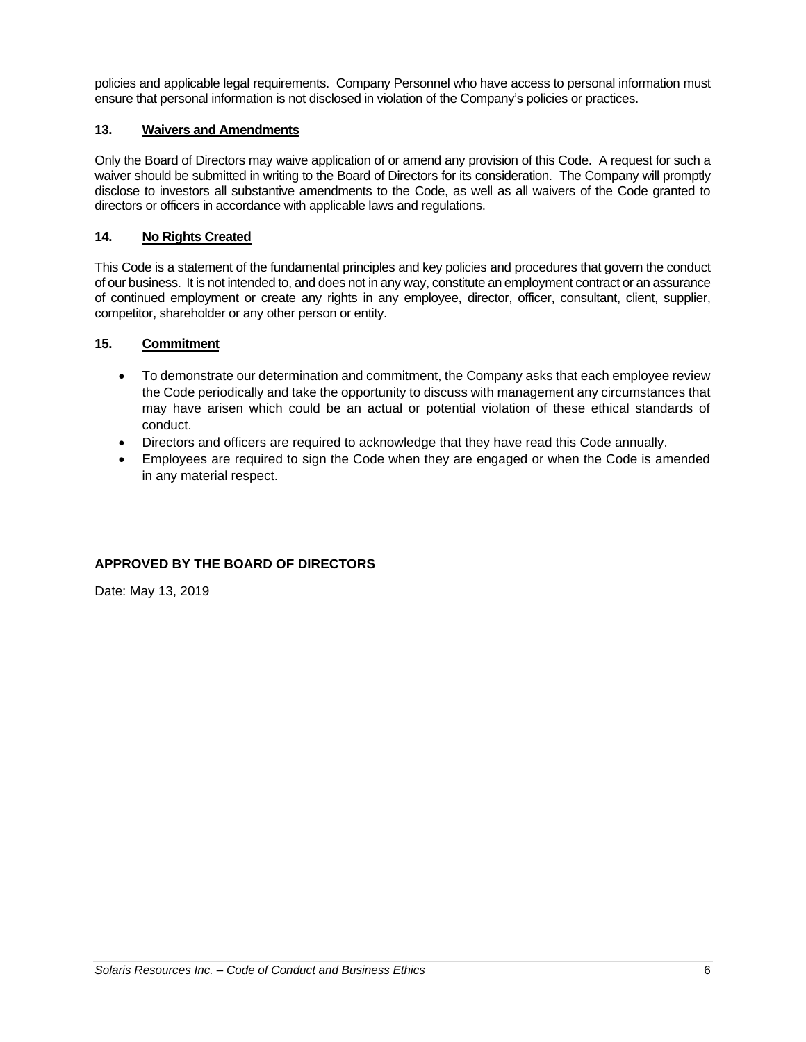policies and applicable legal requirements. Company Personnel who have access to personal information must ensure that personal information is not disclosed in violation of the Company's policies or practices.

## 13. Waivers and Amendments

Only the Board of Directors may waive application of or amend any provision of this Code. A request for such a waiver should be submitted in writing to the Board of Directors for its consideration. The Company will promptly disclose to investors all substantive amendments to the Code, as well as all waivers of the Code granted to directors or officers in accordance with applicable laws and regulations.

## 14. No Rights Created

This Code is a statement of the fundamental principles and key policies and procedures that govern the conduct of our business. It is not intended to, and does not in any way, constitute an employment contract or an assurance of continued employment or create any rights in any employee, director, officer, consultant, client, supplier, competitor, shareholder or any other person or entity.

## 15. Commitment

- To demonstrate our determination and commitment, the Company asks that each employee review the Code periodically and take the opportunity to discuss with management any circumstances that may have arisen which could be an actual or potential violation of these ethical standards of conduct.
- Directors and officers are required to acknowledge that they have read this Code annually.
- Employees are required to sign the Code when they are engaged or when the Code is amended in any material respect.

**APPROVED BY THE BOARD OF DIRECTORS**

Date: May 13, 2019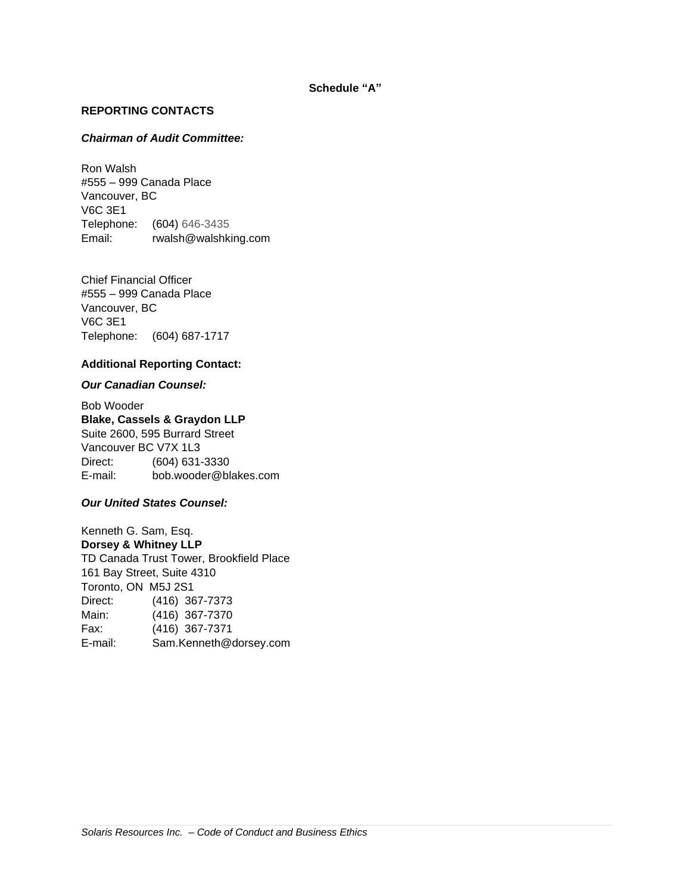**Schedule "A"**

**REPORTING CONTACTS**

***Chairman of Audit Committee:***

Ron Walsh
#555 – 999 Canada Place
Vancouver, BC
V6C 3E1
Telephone: (604) 646-3435
Email: rwalsh@walshking.com

Chief Financial Officer
#555 – 999 Canada Place
Vancouver, BC
V6C 3E1
Telephone: (604) 687-1717

**Additional Reporting Contact:**

***Our Canadian Counsel:***

Bob Wooder
**Blake, Cassels & Graydon LLP**
Suite 2600, 595 Burrard Street
Vancouver BC V7X 1L3
Direct: (604) 631-3330
E-mail: bob.wooder@blakes.com

***Our United States Counsel:***

Kenneth G. Sam, Esq.
**Dorsey & Whitney LLP**
TD Canada Trust Tower, Brookfield Place
161 Bay Street, Suite 4310
Toronto, ON M5J 2S1
Direct: (416) 367-7373
Main: (416) 367-7370
Fax: (416) 367-7371
E-mail: Sam.Kenneth@dorsey.com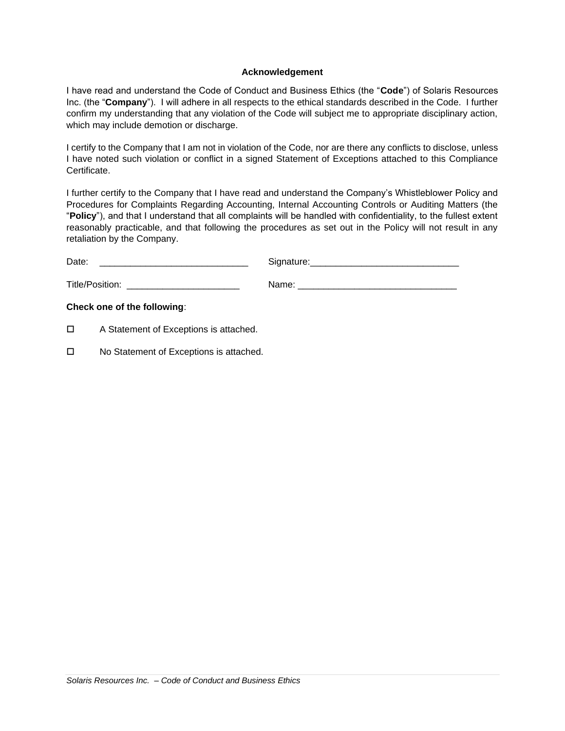## Acknowledgement

I have read and understand the Code of Conduct and Business Ethics (the "**Code**") of Solaris Resources Inc. (the "**Company**"). I will adhere in all respects to the ethical standards described in the Code. I further confirm my understanding that any violation of the Code will subject me to appropriate disciplinary action, which may include demotion or discharge.

I certify to the Company that I am not in violation of the Code, nor are there any conflicts to disclose, unless I have noted such violation or conflict in a signed Statement of Exceptions attached to this Compliance Certificate.

I further certify to the Company that I have read and understand the Company's Whistleblower Policy and Procedures for Complaints Regarding Accounting, Internal Accounting Controls or Auditing Matters (the "**Policy**"), and that I understand that all complaints will be handled with confidentiality, to the fullest extent reasonably practicable, and that following the procedures as set out in the Policy will not result in any retaliation by the Company.

Date: _____________________________ Signature:_____________________________

Title/Position: ______________________ Name: _______________________________

**Check one of the following**:

☐ A Statement of Exceptions is attached.

☐ No Statement of Exceptions is attached.